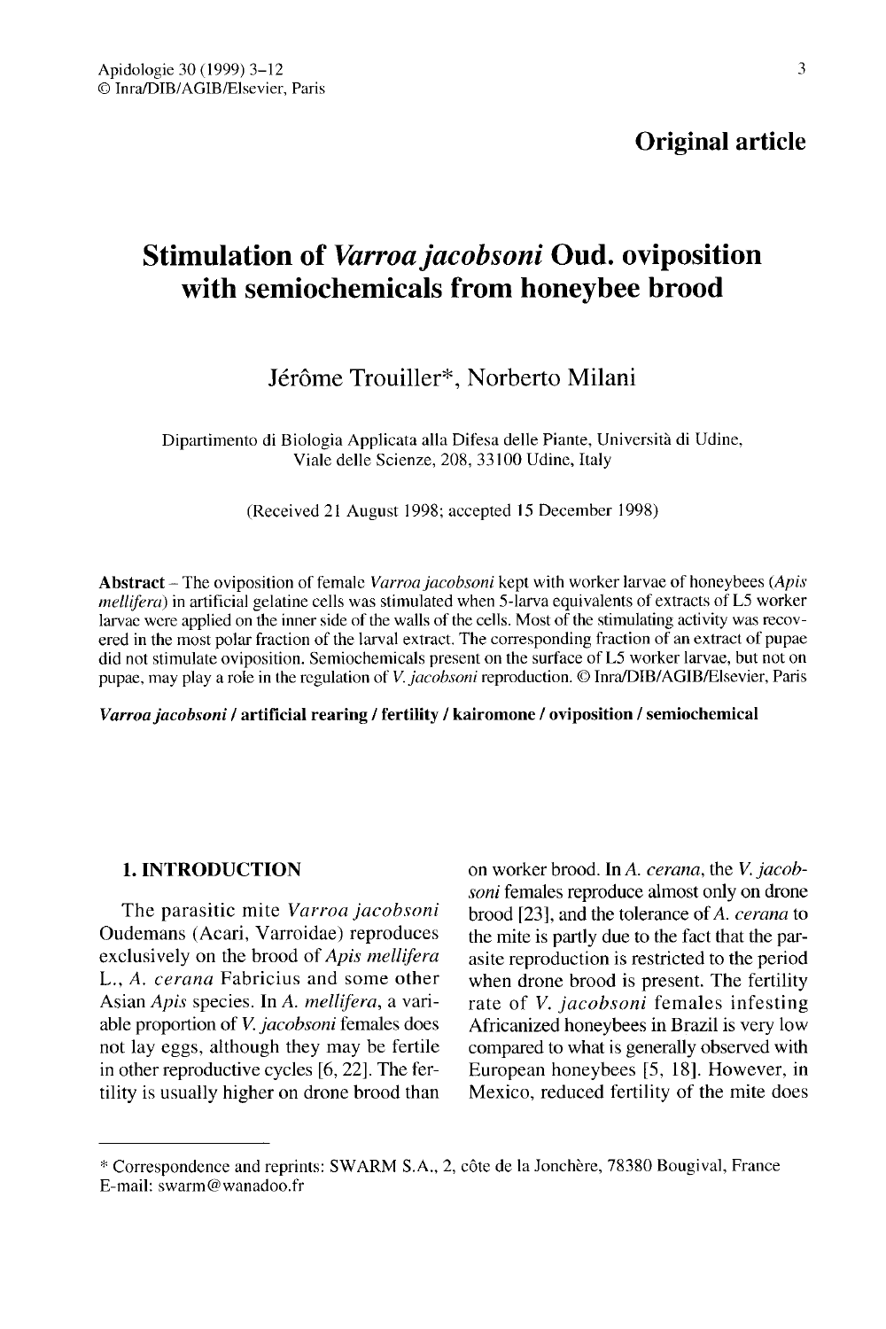**Original article**

# Stimulation of *Varroa jacobsoni* Oud. oviposition with semiochemicals from honeybee brood

Jérôme Trouiller*, Norberto Milani

Dipartimento di Biologia Applicata alla Difesa delle Piante, Università di Udine, Viale delle Scienze, 208, 33100 Udine, Italy

(Received 21 August 1998; accepted 15 December 1998)

**Abstract** – The oviposition of female *Varroa jacobsoni* kept with worker larvae of honeybees (*Apis mellifera*) in artificial gelatine cells was stimulated when 5-larva equivalents of extracts of L5 worker larvae were applied on the inner side of the walls of the cells. Most of the stimulating activity was recovered in the most polar fraction of the larval extract. The corresponding fraction of an extract of pupae did not stimulate oviposition. Semiochemicals present on the surface of L5 worker larvae, but not on pupae, may play a role in the regulation of *V. jacobsoni* reproduction. © Inra/DIB/AGIB/Elsevier, Paris

***Varroa jacobsoni* / artificial rearing / fertility / kairomone / oviposition / semiochemical**

## 1. INTRODUCTION

The parasitic mite *Varroa jacobsoni* Oudemans (Acari, Varroidae) reproduces exclusively on the brood of *Apis mellifera* L., *A. cerana* Fabricius and some other Asian *Apis* species. In *A. mellifera*, a variable proportion of *V. jacobsoni* females does not lay eggs, although they may be fertile in other reproductive cycles [6, 22]. The fertility is usually higher on drone brood than on worker brood. In *A. cerana*, the *V. jacobsoni* females reproduce almost only on drone brood [23], and the tolerance of *A. cerana* to the mite is partly due to the fact that the parasite reproduction is restricted to the period when drone brood is present. The fertility rate of *V. jacobsoni* females infesting Africanized honeybees in Brazil is very low compared to what is generally observed with European honeybees [5, 18]. However, in Mexico, reduced fertility of the mite does

* Correspondence and reprints: SWARM S.A., 2, côte de la Jonchère, 78380 Bougival, France
E-mail: swarm@wanadoo.fr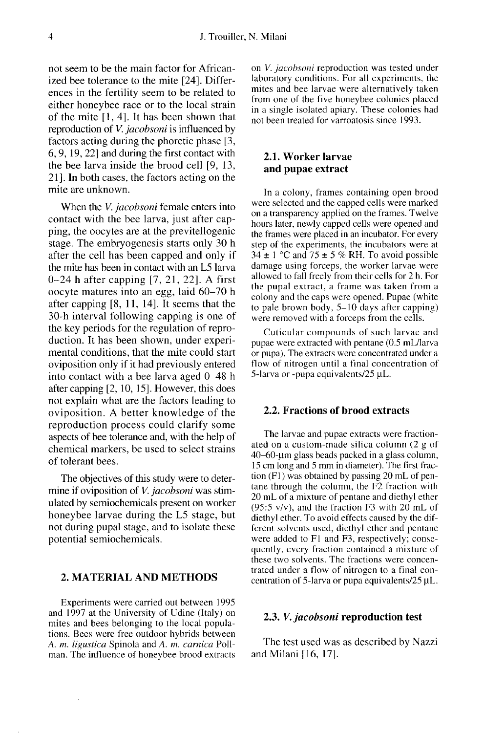not seem to be the main factor for Africanized bee tolerance to the mite [24]. Differences in the fertility seem to be related to either honeybee race or to the local strain of the mite [1, 4]. It has been shown that reproduction of *V. jacobsoni* is influenced by factors acting during the phoretic phase [3, 6, 9, 19, 22] and during the first contact with the bee larva inside the brood cell [9, 13, 21]. In both cases, the factors acting on the mite are unknown.

When the *V. jacobsoni* female enters into contact with the bee larva, just after capping, the oocytes are at the previtellogenic stage. The embryogenesis starts only 30 h after the cell has been capped and only if the mite has been in contact with an L5 larva 0–24 h after capping [7, 21, 22]. A first oocyte matures into an egg, laid 60–70 h after capping [8, 11, 14]. It seems that the 30-h interval following capping is one of the key periods for the regulation of reproduction. It has been shown, under experimental conditions, that the mite could start oviposition only if it had previously entered into contact with a bee larva aged 0–48 h after capping [2, 10, 15]. However, this does not explain what are the factors leading to oviposition. A better knowledge of the reproduction process could clarify some aspects of bee tolerance and, with the help of chemical markers, be used to select strains of tolerant bees.

The objectives of this study were to determine if oviposition of *V. jacobsoni* was stimulated by semiochemicals present on worker honeybee larvae during the L5 stage, but not during pupal stage, and to isolate these potential semiochemicals.

## 2. MATERIAL AND METHODS

Experiments were carried out between 1995 and 1997 at the University of Udine (Italy) on mites and bees belonging to the local populations. Bees were free outdoor hybrids between *A. m. ligustica* Spinola and *A. m. carnica* Pollman. The influence of honeybee brood extracts on *V. jacobsoni* reproduction was tested under laboratory conditions. For all experiments, the mites and bee larvae were alternatively taken from one of the five honeybee colonies placed in a single isolated apiary. These colonies had not been treated for varroatosis since 1993.

### 2.1. Worker larvae and pupae extract

In a colony, frames containing open brood were selected and the capped cells were marked on a transparency applied on the frames. Twelve hours later, newly capped cells were opened and the frames were placed in an incubator. For every step of the experiments, the incubators were at 34 ± 1 °C and 75 ± 5 % RH. To avoid possible damage using forceps, the worker larvae were allowed to fall freely from their cells for 2 h. For the pupal extract, a frame was taken from a colony and the caps were opened. Pupae (white to pale brown body, 5–10 days after capping) were removed with a forceps from the cells.

Cuticular compounds of such larvae and pupae were extracted with pentane (0.5 mL/larva or pupa). The extracts were concentrated under a flow of nitrogen until a final concentration of 5-larva or -pupa equivalents/25 µL.

### 2.2. Fractions of brood extracts

The larvae and pupae extracts were fractionated on a custom-made silica column (2 g of 40–60-µm glass beads packed in a glass column, 15 cm long and 5 mm in diameter). The first fraction (F1) was obtained by passing 20 mL of pentane through the column, the F2 fraction with 20 mL of a mixture of pentane and diethyl ether (95:5 v/v), and the fraction F3 with 20 mL of diethyl ether. To avoid effects caused by the different solvents used, diethyl ether and pentane were added to F1 and F3, respectively; consequently, every fraction contained a mixture of these two solvents. The fractions were concentrated under a flow of nitrogen to a final concentration of 5-larva or pupa equivalents/25 µL.

### 2.3. *V. jacobsoni* reproduction test

The test used was as described by Nazzi and Milani [16, 17].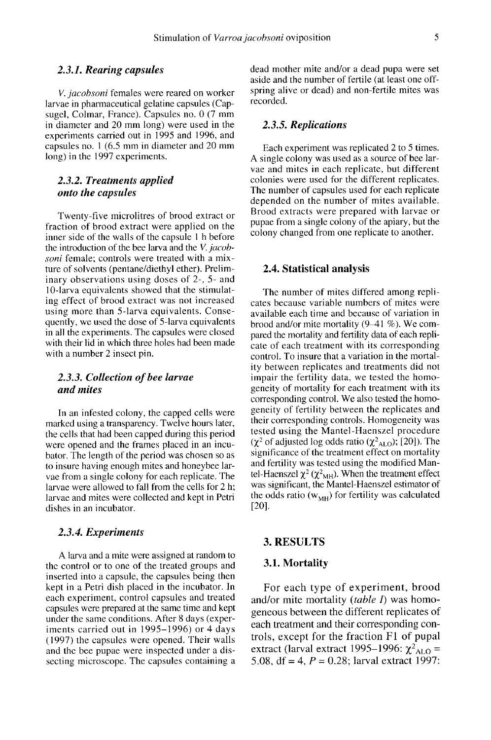### 2.3.1. Rearing capsules

*V. jacobsoni* females were reared on worker larvae in pharmaceutical gelatine capsules (Capsugel, Colmar, France). Capsules no. 0 (7 mm in diameter and 20 mm long) were used in the experiments carried out in 1995 and 1996, and capsules no. 1 (6.5 mm in diameter and 20 mm long) in the 1997 experiments.

### 2.3.2. Treatments applied onto the capsules

Twenty-five microlitres of brood extract or fraction of brood extract were applied on the inner side of the walls of the capsule 1 h before the introduction of the bee larva and the *V. jacobsoni* female; controls were treated with a mixture of solvents (pentane/diethyl ether). Preliminary observations using doses of 2-, 5- and 10-larva equivalents showed that the stimulating effect of brood extract was not increased using more than 5-larva equivalents. Consequently, we used the dose of 5-larva equivalents in all the experiments. The capsules were closed with their lid in which three holes had been made with a number 2 insect pin.

### 2.3.3. Collection of bee larvae and mites

In an infested colony, the capped cells were marked using a transparency. Twelve hours later, the cells that had been capped during this period were opened and the frames placed in an incubator. The length of the period was chosen so as to insure having enough mites and honeybee larvae from a single colony for each replicate. The larvae were allowed to fall from the cells for 2 h; larvae and mites were collected and kept in Petri dishes in an incubator.

### 2.3.4. Experiments

A larva and a mite were assigned at random to the control or to one of the treated groups and inserted into a capsule, the capsules being then kept in a Petri dish placed in the incubator. In each experiment, control capsules and treated capsules were prepared at the same time and kept under the same conditions. After 8 days (experiments carried out in 1995–1996) or 4 days (1997) the capsules were opened. Their walls and the bee pupae were inspected under a dissecting microscope. The capsules containing a dead mother mite and/or a dead pupa were set aside and the number of fertile (at least one offspring alive or dead) and non-fertile mites was recorded.

### 2.3.5. Replications

Each experiment was replicated 2 to 5 times. A single colony was used as a source of bee larvae and mites in each replicate, but different colonies were used for the different replicates. The number of capsules used for each replicate depended on the number of mites available. Brood extracts were prepared with larvae or pupae from a single colony of the apiary, but the colony changed from one replicate to another.

## 2.4. Statistical analysis

The number of mites differed among replicates because variable numbers of mites were available each time and because of variation in brood and/or mite mortality (9–41 %). We compared the mortality and fertility data of each replicate of each treatment with its corresponding control. To insure that a variation in the mortality between replicates and treatments did not impair the fertility data, we tested the homogeneity of mortality for each treatment with its corresponding control. We also tested the homogeneity of fertility between the replicates and their corresponding controls. Homogeneity was tested using the Mantel-Haenszel procedure ($\chi^2$ of adjusted log odds ratio ($\chi^2_{ALO}$); [20]). The significance of the treatment effect on mortality and fertility was tested using the modified Mantel-Haenszel $\chi^2$ ($\chi^2_{MH}$). When the treatment effect was significant, the Mantel-Haenszel estimator of the odds ratio ($w_{MH}$) for fertility was calculated [20].

# 3. RESULTS

## 3.1. Mortality

For each type of experiment, brood and/or mite mortality (*table I*) was homogeneous between the different replicates of each treatment and their corresponding controls, except for the fraction F1 of pupal extract (larval extract 1995–1996: $\chi^2_{ALO}$ = 5.08, df = 4, $P$ = 0.28; larval extract 1997: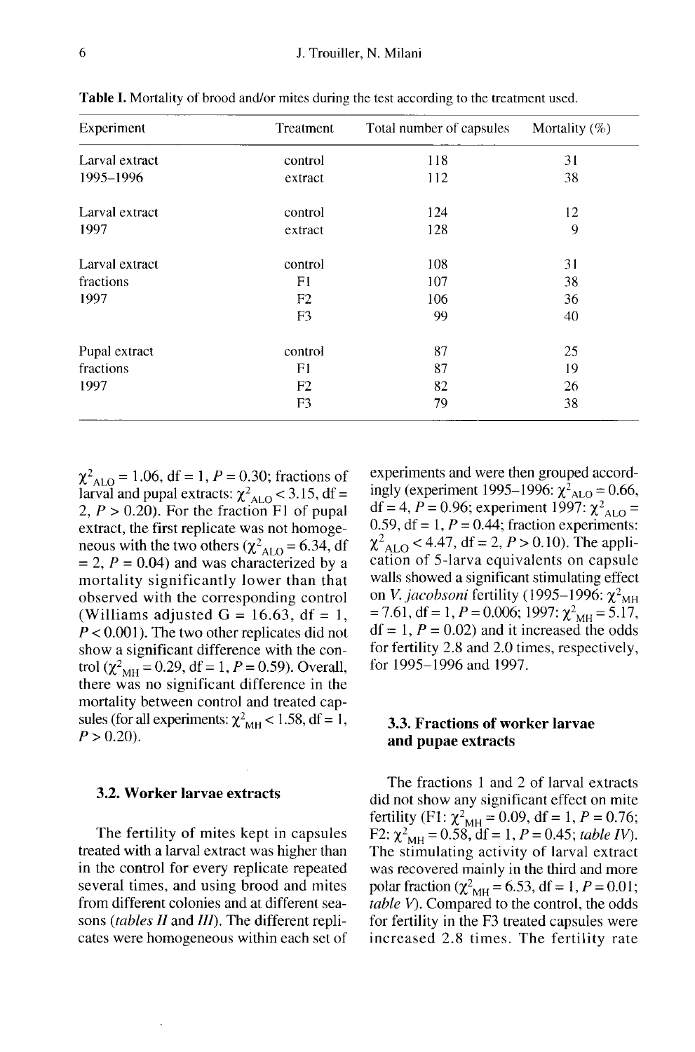**Table I.** Mortality of brood and/or mites during the test according to the treatment used.

| Experiment | Treatment | Total number of capsules | Mortality (%) |
|---|---|---|---|
| Larval extract 1995–1996 | control | 118 | 31 |
| | extract | 112 | 38 |
| Larval extract 1997 | control | 124 | 12 |
| | extract | 128 | 9 |
| Larval extract fractions 1997 | control | 108 | 31 |
| | F1 | 107 | 38 |
| | F2 | 106 | 36 |
| | F3 | 99 | 40 |
| Pupal extract fractions 1997 | control | 87 | 25 |
| | F1 | 87 | 19 |
| | F2 | 82 | 26 |
| | F3 | 79 | 38 |

$\chi^2_{ALO} = 1.06$, df = 1, $P = 0.30$; fractions of larval and pupal extracts: $\chi^2_{ALO} < 3.15$, df = 2, $P > 0.20$). For the fraction F1 of pupal extract, the first replicate was not homogeneous with the two others ($\chi^2_{ALO} = 6.34$, df = 2, $P = 0.04$) and was characterized by a mortality significantly lower than that observed with the corresponding control (Williams adjusted G = 16.63, df = 1, $P < 0.001$). The two other replicates did not show a significant difference with the control ($\chi^2_{MH} = 0.29$, df = 1, $P = 0.59$). Overall, there was no significant difference in the mortality between control and treated capsules (for all experiments: $\chi^2_{MH} < 1.58$, df = 1, $P > 0.20$).

### 3.2. Worker larvae extracts

The fertility of mites kept in capsules treated with a larval extract was higher than in the control for every replicate repeated several times, and using brood and mites from different colonies and at different seasons (*tables II* and *III*). The different replicates were homogeneous within each set of experiments and were then grouped accordingly (experiment 1995–1996: $\chi^2_{ALO} = 0.66$, df = 4, $P = 0.96$; experiment 1997: $\chi^2_{ALO} = 0.59$, df = 1, $P = 0.44$; fraction experiments: $\chi^2_{ALO} < 4.47$, df = 2, $P > 0.10$). The application of 5-larva equivalents on capsule walls showed a significant stimulating effect on *V. jacobsoni* fertility (1995–1996: $\chi^2_{MH} = 7.61$, df = 1, $P = 0.006$; 1997: $\chi^2_{MH} = 5.17$, df = 1, $P = 0.02$) and it increased the odds for fertility 2.8 and 2.0 times, respectively, for 1995–1996 and 1997.

### 3.3. Fractions of worker larvae and pupae extracts

The fractions 1 and 2 of larval extracts did not show any significant effect on mite fertility (F1: $\chi^2_{MH} = 0.09$, df = 1, $P = 0.76$; F2: $\chi^2_{MH} = 0.58$, df = 1, $P = 0.45$; *table IV*). The stimulating activity of larval extract was recovered mainly in the third and more polar fraction ($\chi^2_{MH} = 6.53$, df = 1, $P = 0.01$; *table V*). Compared to the control, the odds for fertility in the F3 treated capsules were increased 2.8 times. The fertility rate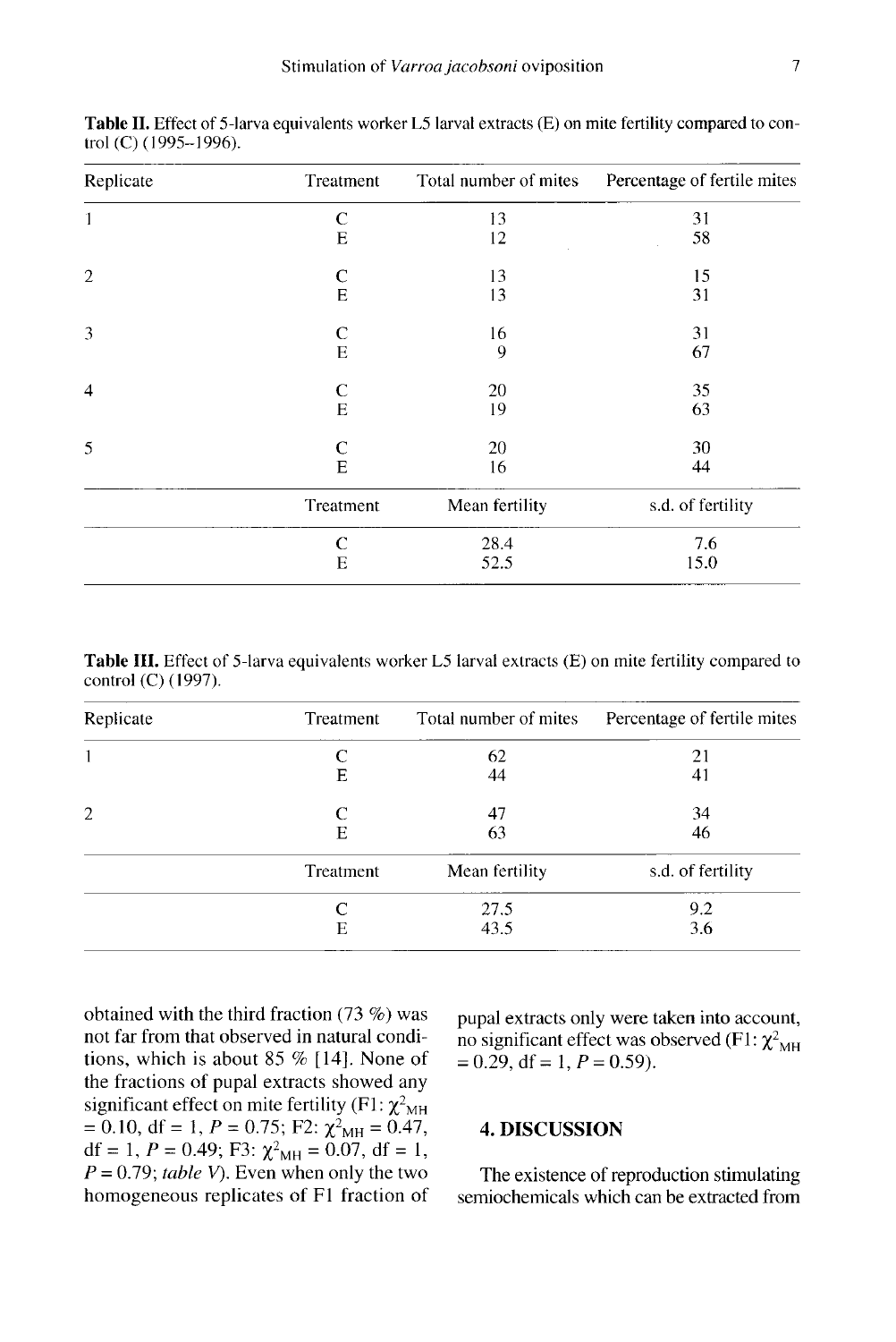**Table II.** Effect of 5-larva equivalents worker L5 larval extracts (E) on mite fertility compared to control (C) (1995–1996).

| Replicate | Treatment | Total number of mites | Percentage of fertile mites |
|---|---|---|---|
| 1 | C | 13 | 31 |
| | E | 12 | 58 |
| 2 | C | 13 | 15 |
| | E | 13 | 31 |
| 3 | C | 16 | 31 |
| | E | 9 | 67 |
| 4 | C | 20 | 35 |
| | E | 19 | 63 |
| 5 | C | 20 | 30 |
| | E | 16 | 44 |
| | **Treatment** | **Mean fertility** | **s.d. of fertility** |
| | C | 28.4 | 7.6 |
| | E | 52.5 | 15.0 |

**Table III.** Effect of 5-larva equivalents worker L5 larval extracts (E) on mite fertility compared to control (C) (1997).

| Replicate | Treatment | Total number of mites | Percentage of fertile mites |
|---|---|---|---|
| 1 | C | 62 | 21 |
| | E | 44 | 41 |
| 2 | C | 47 | 34 |
| | E | 63 | 46 |
| | **Treatment** | **Mean fertility** | **s.d. of fertility** |
| | C | 27.5 | 9.2 |
| | E | 43.5 | 3.6 |

obtained with the third fraction (73 %) was not far from that observed in natural conditions, which is about 85 % [14]. None of the fractions of pupal extracts showed any significant effect on mite fertility (F1: $\chi^2_{MH} = 0.10$, df = 1, $P = 0.75$; F2: $\chi^2_{MH} = 0.47$, df = 1, $P = 0.49$; F3: $\chi^2_{MH} = 0.07$, df = 1, $P = 0.79$; *table V*). Even when only the two homogeneous replicates of F1 fraction of pupal extracts only were taken into account, no significant effect was observed (F1: $\chi^2_{MH} = 0.29$, df = 1, $P = 0.59$).

## 4. DISCUSSION

The existence of reproduction stimulating semiochemicals which can be extracted from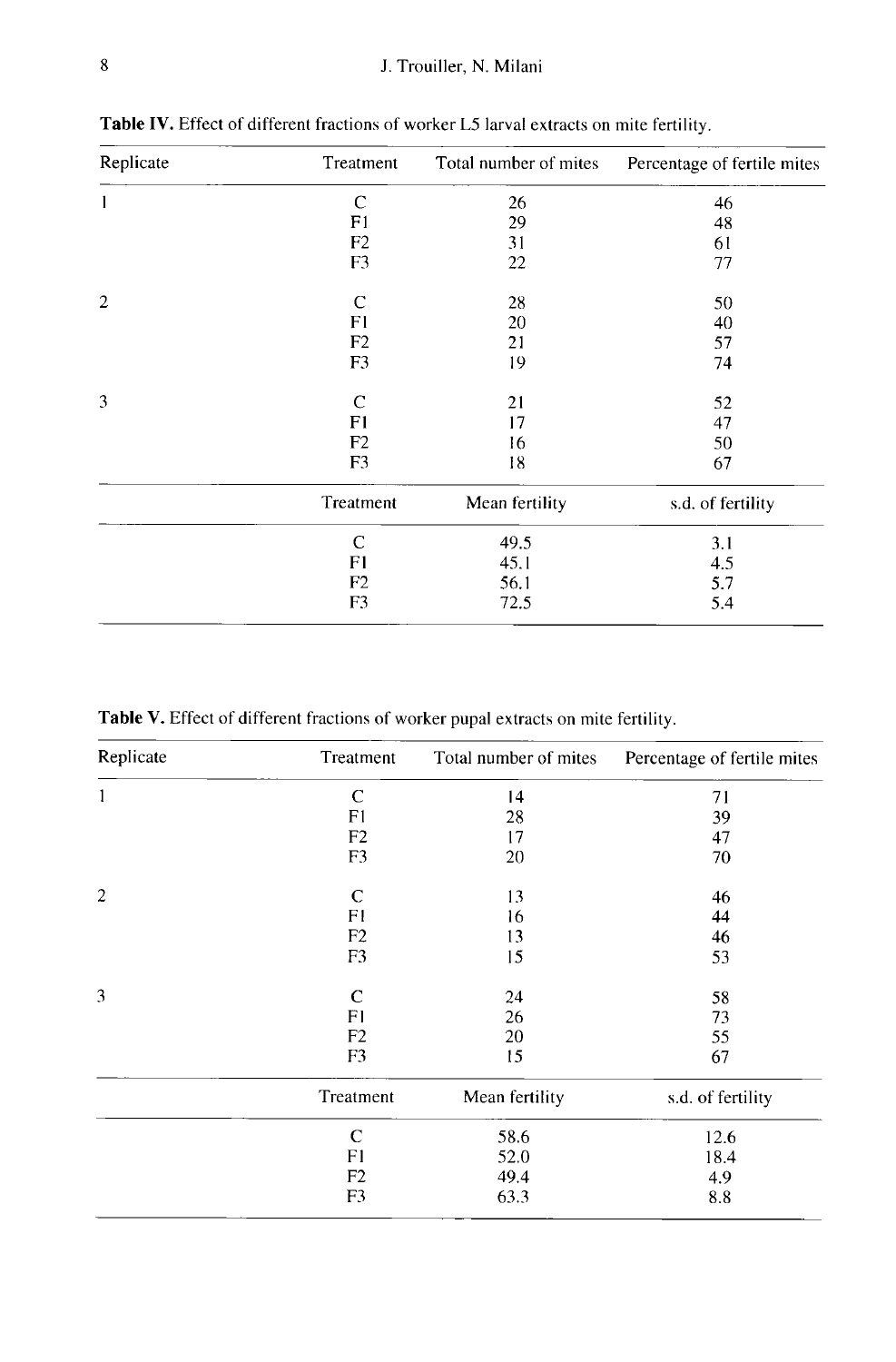**Table IV.** Effect of different fractions of worker L5 larval extracts on mite fertility.

| Replicate | Treatment | Total number of mites | Percentage of fertile mites |
|---|---|---|---|
| 1 | C | 26 | 46 |
| | F1 | 29 | 48 |
| | F2 | 31 | 61 |
| | F3 | 22 | 77 |
| 2 | C | 28 | 50 |
| | F1 | 20 | 40 |
| | F2 | 21 | 57 |
| | F3 | 19 | 74 |
| 3 | C | 21 | 52 |
| | F1 | 17 | 47 |
| | F2 | 16 | 50 |
| | F3 | 18 | 67 |

| Treatment | Mean fertility | s.d. of fertility |
|---|---|---|
| C | 49.5 | 3.1 |
| F1 | 45.1 | 4.5 |
| F2 | 56.1 | 5.7 |
| F3 | 72.5 | 5.4 |

**Table V.** Effect of different fractions of worker pupal extracts on mite fertility.

| Replicate | Treatment | Total number of mites | Percentage of fertile mites |
|---|---|---|---|
| 1 | C | 14 | 71 |
| | F1 | 28 | 39 |
| | F2 | 17 | 47 |
| | F3 | 20 | 70 |
| 2 | C | 13 | 46 |
| | F1 | 16 | 44 |
| | F2 | 13 | 46 |
| | F3 | 15 | 53 |
| 3 | C | 24 | 58 |
| | F1 | 26 | 73 |
| | F2 | 20 | 55 |
| | F3 | 15 | 67 |

| Treatment | Mean fertility | s.d. of fertility |
|---|---|---|
| C | 58.6 | 12.6 |
| F1 | 52.0 | 18.4 |
| F2 | 49.4 | 4.9 |
| F3 | 63.3 | 8.8 |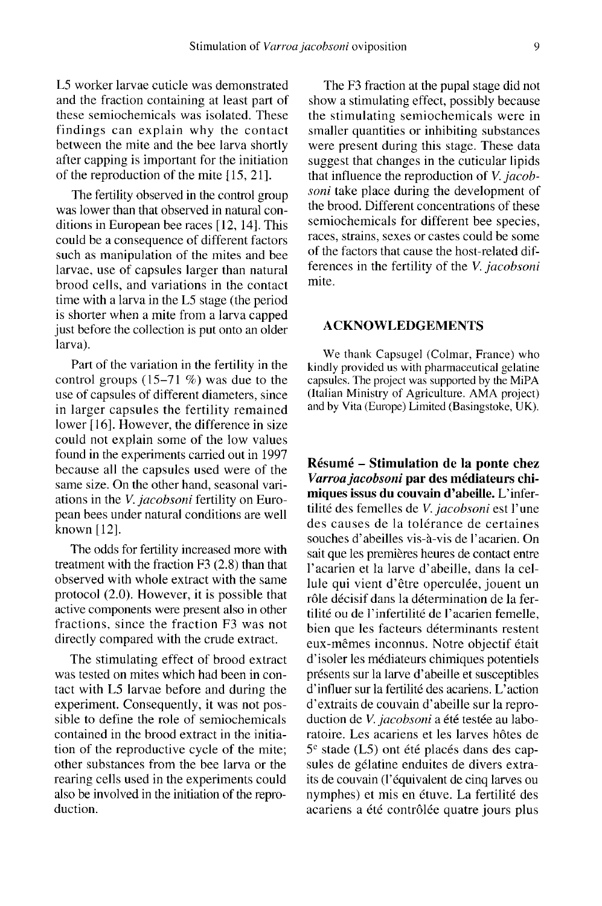L5 worker larvae cuticle was demonstrated and the fraction containing at least part of these semiochemicals was isolated. These findings can explain why the contact between the mite and the bee larva shortly after capping is important for the initiation of the reproduction of the mite [15, 21].

The fertility observed in the control group was lower than that observed in natural conditions in European bee races [12, 14]. This could be a consequence of different factors such as manipulation of the mites and bee larvae, use of capsules larger than natural brood cells, and variations in the contact time with a larva in the L5 stage (the period is shorter when a mite from a larva capped just before the collection is put onto an older larva).

Part of the variation in the fertility in the control groups (15–71 %) was due to the use of capsules of different diameters, since in larger capsules the fertility remained lower [16]. However, the difference in size could not explain some of the low values found in the experiments carried out in 1997 because all the capsules used were of the same size. On the other hand, seasonal variations in the *V. jacobsoni* fertility on European bees under natural conditions are well known [12].

The odds for fertility increased more with treatment with the fraction F3 (2.8) than that observed with whole extract with the same protocol (2.0). However, it is possible that active components were present also in other fractions, since the fraction F3 was not directly compared with the crude extract.

The stimulating effect of brood extract was tested on mites which had been in contact with L5 larvae before and during the experiment. Consequently, it was not possible to define the role of semiochemicals contained in the brood extract in the initiation of the reproductive cycle of the mite; other substances from the bee larva or the rearing cells used in the experiments could also be involved in the initiation of the reproduction.

The F3 fraction at the pupal stage did not show a stimulating effect, possibly because the stimulating semiochemicals were in smaller quantities or inhibiting substances were present during this stage. These data suggest that changes in the cuticular lipids that influence the reproduction of *V. jacobsoni* take place during the development of the brood. Different concentrations of these semiochemicals for different bee species, races, strains, sexes or castes could be some of the factors that cause the host-related differences in the fertility of the *V. jacobsoni* mite.

## ACKNOWLEDGEMENTS

We thank Capsugel (Colmar, France) who kindly provided us with pharmaceutical gelatine capsules. The project was supported by the MiPA (Italian Ministry of Agriculture. AMA project) and by Vita (Europe) Limited (Basingstoke, UK).

**Résumé – Stimulation de la ponte chez *Varroa jacobsoni* par des médiateurs chimiques issus du couvain d'abeille.** L'infertilité des femelles de *V. jacobsoni* est l'une des causes de la tolérance de certaines souches d'abeilles vis-à-vis de l'acarien. On sait que les premières heures de contact entre l'acarien et la larve d'abeille, dans la cellule qui vient d'être operculée, jouent un rôle décisif dans la détermination de la fertilité ou de l'infertilité de l'acarien femelle, bien que les facteurs déterminants restent eux-mêmes inconnus. Notre objectif était d'isoler les médiateurs chimiques potentiels présents sur la larve d'abeille et susceptibles d'influer sur la fertilité des acariens. L'action d'extraits de couvain d'abeille sur la reproduction de *V. jacobsoni* a été testée au laboratoire. Les acariens et les larves hôtes de 5[e] stade (L5) ont été placés dans des capsules de gélatine enduites de divers extraits de couvain (l'équivalent de cinq larves ou nymphes) et mis en étuve. La fertilité des acariens a été contrôlée quatre jours plus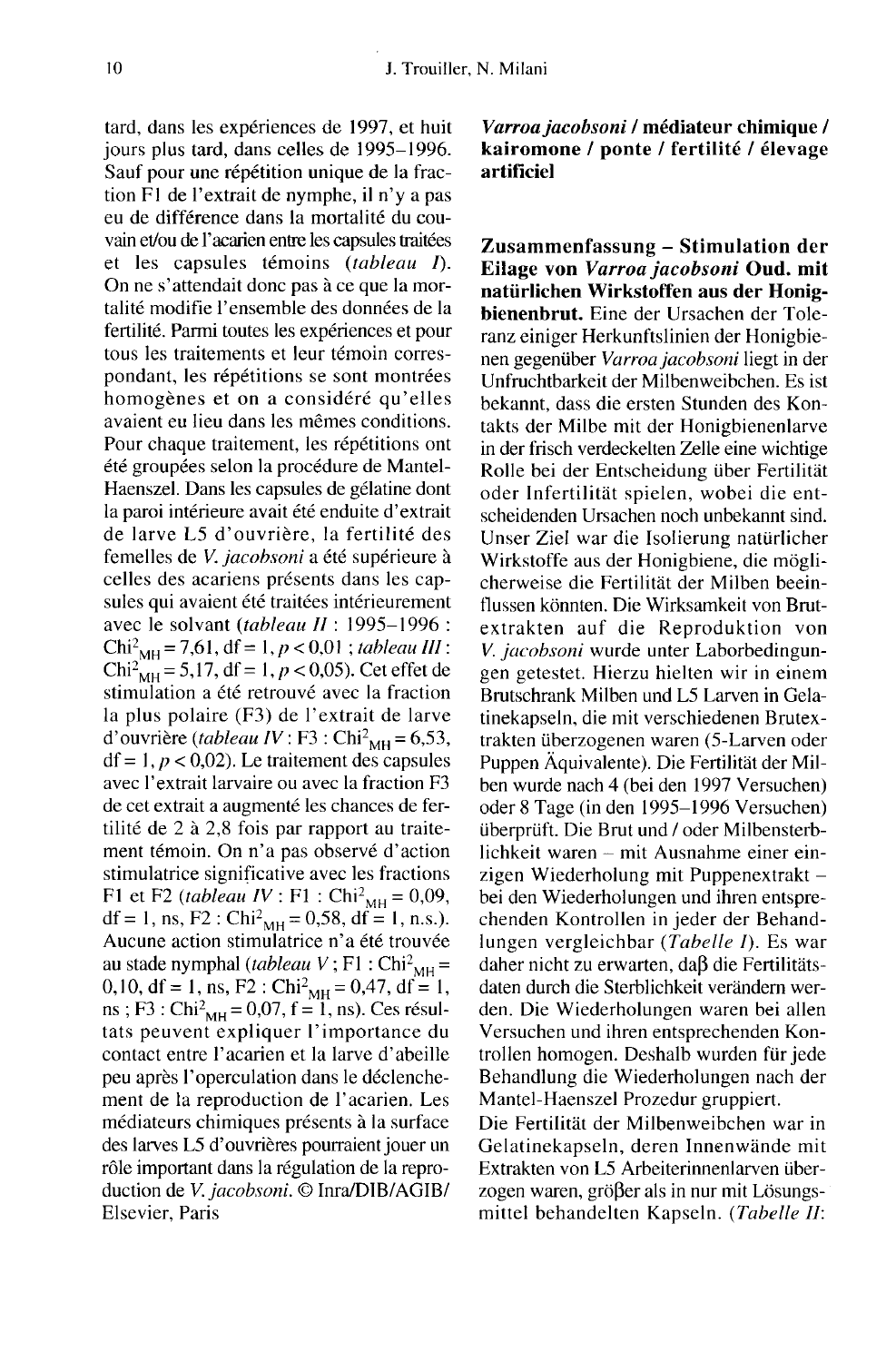tard, dans les expériences de 1997, et huit jours plus tard, dans celles de 1995–1996. Sauf pour une répétition unique de la fraction F1 de l'extrait de nymphe, il n'y a pas eu de différence dans la mortalité du couvain et/ou de l'acarien entre les capsules traitées et les capsules témoins (*tableau I*). On ne s'attendait donc pas à ce que la mortalité modifie l'ensemble des données de la fertilité. Parmi toutes les expériences et pour tous les traitements et leur témoin correspondant, les répétitions se sont montrées homogènes et on a considéré qu'elles avaient eu lieu dans les mêmes conditions. Pour chaque traitement, les répétitions ont été groupées selon la procédure de Mantel-Haenszel. Dans les capsules de gélatine dont la paroi intérieure avait été enduite d'extrait de larve L5 d'ouvrière, la fertilité des femelles de *V. jacobsoni* a été supérieure à celles des acariens présents dans les capsules qui avaient été traitées intérieurement avec le solvant (*tableau II* : 1995–1996 : $Chi^2_{MH} = 7{,}61$, df = 1, $p < 0{,}01$ ; *tableau III* : $Chi^2_{MH} = 5{,}17$, df = 1, $p < 0{,}05$). Cet effet de stimulation a été retrouvé avec la fraction la plus polaire (F3) de l'extrait de larve d'ouvrière (*tableau IV* : F3 : $Chi^2_{MH} = 6{,}53$, df = 1, $p < 0{,}02$). Le traitement des capsules avec l'extrait larvaire ou avec la fraction F3 de cet extrait a augmenté les chances de fertilité de 2 à 2,8 fois par rapport au traitement témoin. On n'a pas observé d'action stimulatrice significative avec les fractions F1 et F2 (*tableau IV* : F1 : $Chi^2_{MH} = 0{,}09$, df = 1, ns, F2 : $Chi^2_{MH} = 0{,}58$, df = 1, n.s.). Aucune action stimulatrice n'a été trouvée au stade nymphal (*tableau V* ; F1 : $Chi^2_{MH} = 0{,}10$, df = 1, ns, F2 : $Chi^2_{MH} = 0{,}47$, df = 1, ns ; F3 : $Chi^2_{MH} = 0{,}07$, f = 1, ns). Ces résultats peuvent expliquer l'importance du contact entre l'acarien et la larve d'abeille peu après l'operculation dans le déclenchement de la reproduction de l'acarien. Les médiateurs chimiques présents à la surface des larves L5 d'ouvrières pourraient jouer un rôle important dans la régulation de la reproduction de *V. jacobsoni*. © Inra/DIB/AGIB/Elsevier, Paris

***Varroa jacobsoni* / médiateur chimique / kairomone / ponte / fertilité / élevage artificiel**

**Zusammenfassung – Stimulation der Eilage von *Varroa jacobsoni* Oud. mit natürlichen Wirkstoffen aus der Honigbienenbrut.** Eine der Ursachen der Toleranz einiger Herkunftslinien der Honigbienen gegenüber *Varroa jacobsoni* liegt in der Unfruchtbarkeit der Milbenweibchen. Es ist bekannt, dass die ersten Stunden des Kontakts der Milbe mit der Honigbienenlarve in der frisch verdeckelten Zelle eine wichtige Rolle bei der Entscheidung über Fertilität oder Infertilität spielen, wobei die entscheidenden Ursachen noch unbekannt sind. Unser Ziel war die Isolierung natürlicher Wirkstoffe aus der Honigbiene, die möglicherweise die Fertilität der Milben beeinflussen könnten. Die Wirksamkeit von Brutextrakten auf die Reproduktion von *V. jacobsoni* wurde unter Laborbedingungen getestet. Hierzu hielten wir in einem Brutschrank Milben und L5 Larven in Gelatinekapseln, die mit verschiedenen Brutextrakten überzogenen waren (5-Larven oder Puppen Äquivalente). Die Fertilität der Milben wurde nach 4 (bei den 1997 Versuchen) oder 8 Tage (in den 1995–1996 Versuchen) überprüft. Die Brut und / oder Milbensterblichkeit waren – mit Ausnahme einer einzigen Wiederholung mit Puppenextrakt – bei den Wiederholungen und ihren entsprechenden Kontrollen in jeder der Behandlungen vergleichbar (*Tabelle I*). Es war daher nicht zu erwarten, daβ die Fertilitätsdaten durch die Sterblichkeit verändern werden. Die Wiederholungen waren bei allen Versuchen und ihren entsprechenden Kontrollen homogen. Deshalb wurden für jede Behandlung die Wiederholungen nach der Mantel-Haenszel Prozedur gruppiert.

Die Fertilität der Milbenweibchen war in Gelatinekapseln, deren Innenwände mit Extrakten von L5 Arbeiterinnenlarven überzogen waren, gröβer als in nur mit Lösungsmittel behandelten Kapseln. (*Tabelle II*: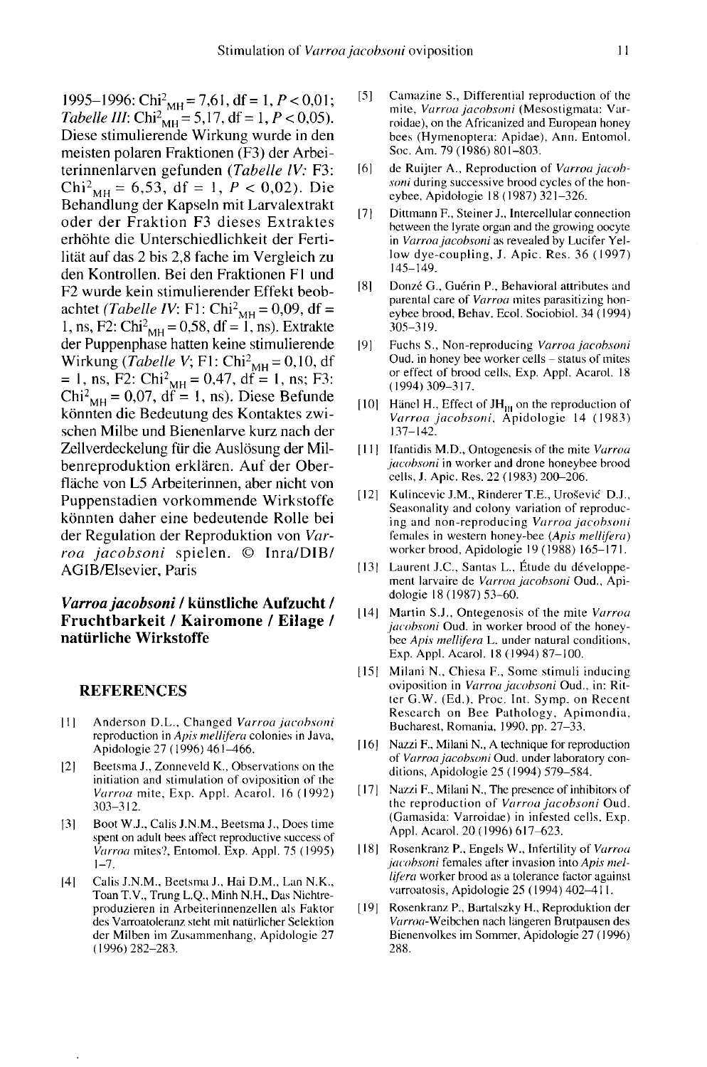1995–1996: $Chi^2_{MH} = 7{,}61$, df = 1, $P < 0{,}01$; *Tabelle III*: $Chi^2_{MH} = 5{,}17$, df = 1, $P < 0{,}05$). Diese stimulierende Wirkung wurde in den meisten polaren Fraktionen (F3) der Arbeiterinnenlarven gefunden (*Tabelle IV:* F3: $Chi^2_{MH} = 6{,}53$, df = 1, $P < 0{,}02$). Die Behandlung der Kapseln mit Larvalextrakt oder der Fraktion F3 dieses Extraktes erhöhte die Unterschiedlichkeit der Fertilität auf das 2 bis 2,8 fache im Vergleich zu den Kontrollen. Bei den Fraktionen F1 und F2 wurde kein stimulierender Effekt beobachtet (*Tabelle IV*: F1: $Chi^2_{MH} = 0{,}09$, df = 1, ns, F2: $Chi^2_{MH} = 0{,}58$, df = 1, ns). Extrakte der Puppenphase hatten keine stimulierende Wirkung (*Tabelle V*; F1: $Chi^2_{MH} = 0{,}10$, df = 1, ns, F2: $Chi^2_{MH} = 0{,}47$, df = 1, ns; F3: $Chi^2_{MH} = 0{,}07$, df = 1, ns). Diese Befunde könnten die Bedeutung des Kontaktes zwischen Milbe und Bienenlarve kurz nach der Zellverdeckelung für die Auslösung der Milbenreproduktion erklären. Auf der Oberfläche von L5 Arbeiterinnen, aber nicht von Puppenstadien vorkommende Wirkstoffe könnten daher eine bedeutende Rolle bei der Regulation der Reproduktion von *Varroa jacobsoni* spielen. © Inra/DIB/AGIB/Elsevier, Paris

***Varroa jacobsoni* / künstliche Aufzucht / Fruchtbarkeit / Kairomone / Eilage / natürliche Wirkstoffe**

## REFERENCES

[1] Anderson D.L., Changed *Varroa jacobsoni* reproduction in *Apis mellifera* colonies in Java, Apidologie 27 (1996) 461–466.

[2] Beetsma J., Zonneveld K., Observations on the initiation and stimulation of oviposition of the *Varroa* mite, Exp. Appl. Acarol. 16 (1992) 303–312.

[3] Boot W.J., Calis J.N.M., Beetsma J., Does time spent on adult bees affect reproductive success of *Varroa* mites?, Entomol. Exp. Appl. 75 (1995) 1–7.

[4] Calis J.N.M., Beetsma J., Hai D.M., Lan N.K., Toan T.V., Trung L.Q., Minh N.H., Das Nichtreproduzieren in Arbeiterinnenzellen als Faktor des Varroatoleranz steht mit natürlicher Selektion der Milben im Zusammenhang, Apidologie 27 (1996) 282–283.

[5] Camazine S., Differential reproduction of the mite, *Varroa jacobsoni* (Mesostigmata: Varroidae), on the Africanized and European honey bees (Hymenoptera: Apidae), Ann. Entomol. Soc. Am. 79 (1986) 801–803.

[6] de Ruijter A., Reproduction of *Varroa jacobsoni* during successive brood cycles of the honeybee, Apidologie 18 (1987) 321–326.

[7] Dittmann F., Steiner J., Intercellular connection between the lyrate organ and the growing oocyte in *Varroa jacobsoni* as revealed by Lucifer Yellow dye-coupling, J. Apic. Res. 36 (1997) 145–149.

[8] Donzé G., Guérin P., Behavioral attributes and parental care of *Varroa* mites parasitizing honeybee brood, Behav. Ecol. Sociobiol. 34 (1994) 305–319.

[9] Fuchs S., Non-reproducing *Varroa jacobsoni* Oud. in honey bee worker cells – status of mites or effect of brood cells, Exp. Appl. Acarol. 18 (1994) 309–317.

[10] Hänel H., Effect of $JH_{III}$ on the reproduction of *Varroa jacobsoni*, Apidologie 14 (1983) 137–142.

[11] Ifantidis M.D., Ontogenesis of the mite *Varroa jacobsoni* in worker and drone honeybee brood cells, J. Apic. Res. 22 (1983) 200–206.

[12] Kulincevic J.M., Rinderer T.E., Urošević D.J., Seasonality and colony variation of reproducing and non-reproducing *Varroa jacobsoni* females in western honey-bee (*Apis mellifera*) worker brood, Apidologie 19 (1988) 165–171.

[13] Laurent J.C., Santas L., Étude du développement larvaire de *Varroa jacobsoni* Oud., Apidologie 18 (1987) 53–60.

[14] Martin S.J., Ontegenosis of the mite *Varroa jacobsoni* Oud. in worker brood of the honeybee *Apis mellifera* L. under natural conditions, Exp. Appl. Acarol. 18 (1994) 87–100.

[15] Milani N., Chiesa F., Some stimuli inducing oviposition in *Varroa jacobsoni* Oud., in: Ritter G.W. (Ed.), Proc. Int. Symp. on Recent Research on Bee Pathology, Apimondia, Bucharest, Romania, 1990, pp. 27–33.

[16] Nazzi F., Milani N., A technique for reproduction of *Varroa jacobsoni* Oud. under laboratory conditions, Apidologie 25 (1994) 579–584.

[17] Nazzi F., Milani N., The presence of inhibitors of the reproduction of *Varroa jacobsoni* Oud. (Gamasida: Varroidae) in infested cells, Exp. Appl. Acarol. 20 (1996) 617–623.

[18] Rosenkranz P., Engels W., Infertility of *Varroa jacobsoni* females after invasion into *Apis mellifera* worker brood as a tolerance factor against varroatosis, Apidologie 25 (1994) 402–411.

[19] Rosenkranz P., Bartalszky H., Reproduktion der *Varroa*-Weibchen nach längeren Brutpausen des Bienenvolkes im Sommer, Apidologie 27 (1996) 288.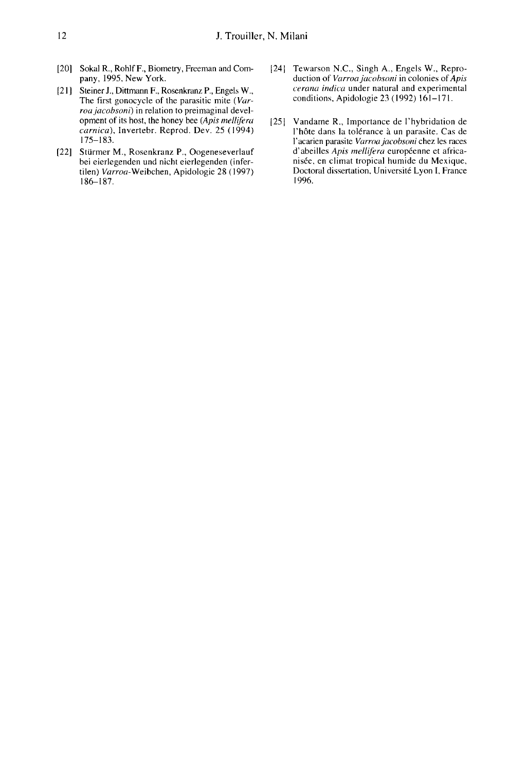[20] Sokal R., Rohlf F., Biometry, Freeman and Company, 1995, New York.

[21] Steiner J., Dittmann F., Rosenkranz P., Engels W., The first gonocycle of the parasitic mite (*Varroa jacobsoni*) in relation to preimaginal development of its host, the honey bee (*Apis mellifera carnica*), Invertebr. Reprod. Dev. 25 (1994) 175–183.

[22] Stürmer M., Rosenkranz P., Oogeneseverlauf bei eierlegenden und nicht eierlegenden (infertilen) *Varroa*-Weibchen, Apidologie 28 (1997) 186–187.

[24] Tewarson N.C., Singh A., Engels W., Reproduction of *Varroa jacobsoni* in colonies of *Apis cerana indica* under natural and experimental conditions, Apidologie 23 (1992) 161–171.

[25] Vandame R., Importance de l'hybridation de l'hôte dans la tolérance à un parasite. Cas de l'acarien parasite *Varroa jacobsoni* chez les races d'abeilles *Apis mellifera* européenne et africanisée, en climat tropical humide du Mexique, Doctoral dissertation, Université Lyon I, France 1996.